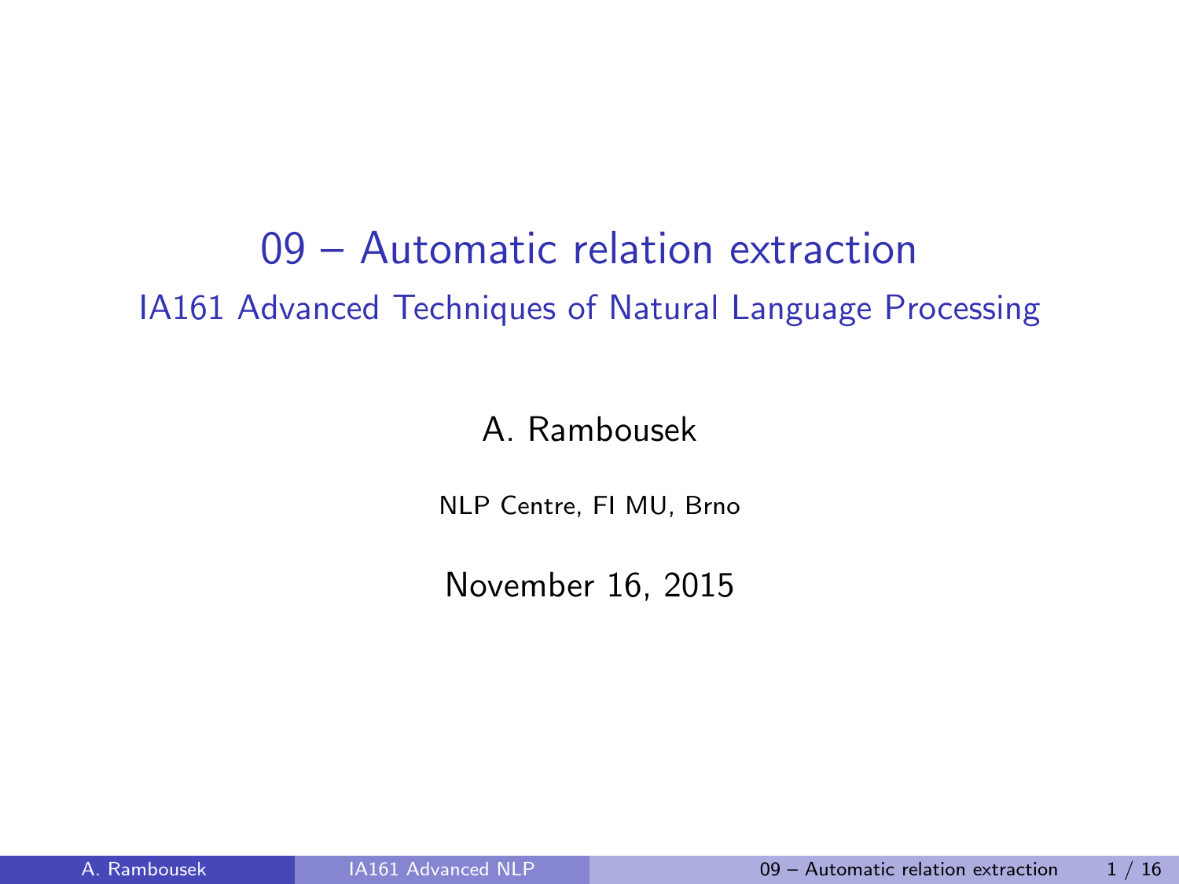# 09 – Automatic relation extraction

## IA161 Advanced Techniques of Natural Language Processing

A. Rambousek

NLP Centre, FI MU, Brno

November 16, 2015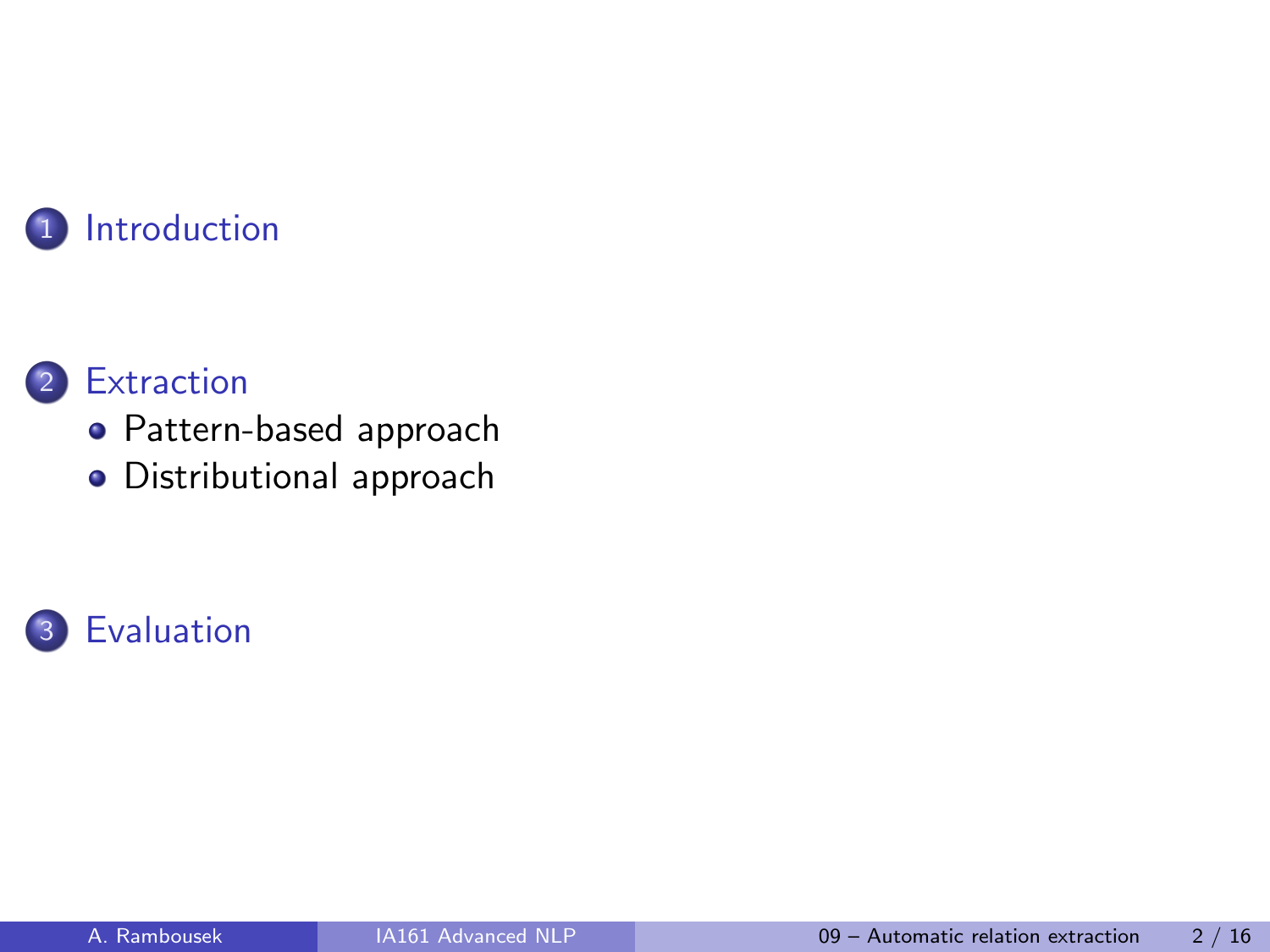1. Introduction
2. Extraction
   - Pattern-based approach
   - Distributional approach
3. Evaluation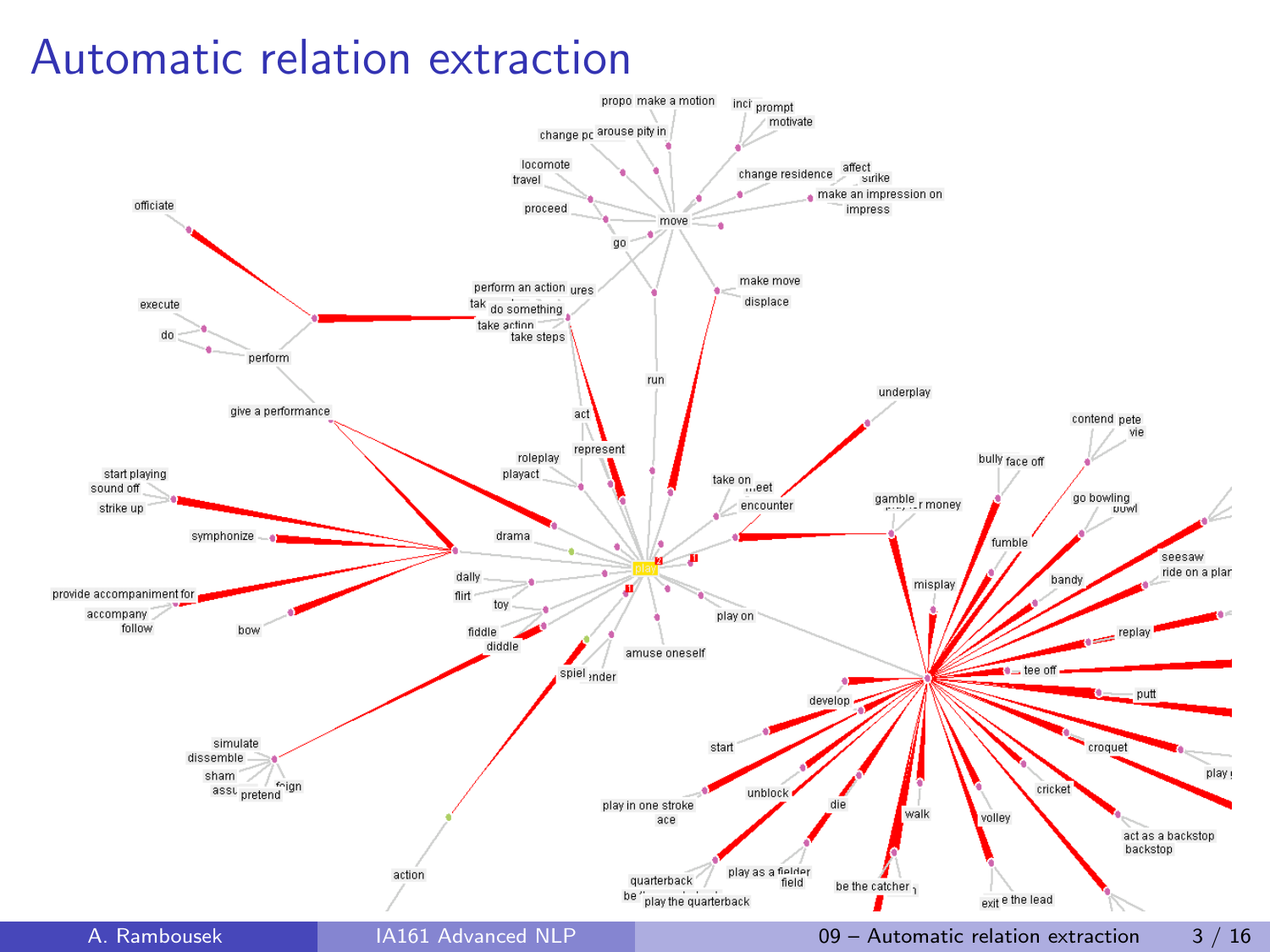# Automatic relation extraction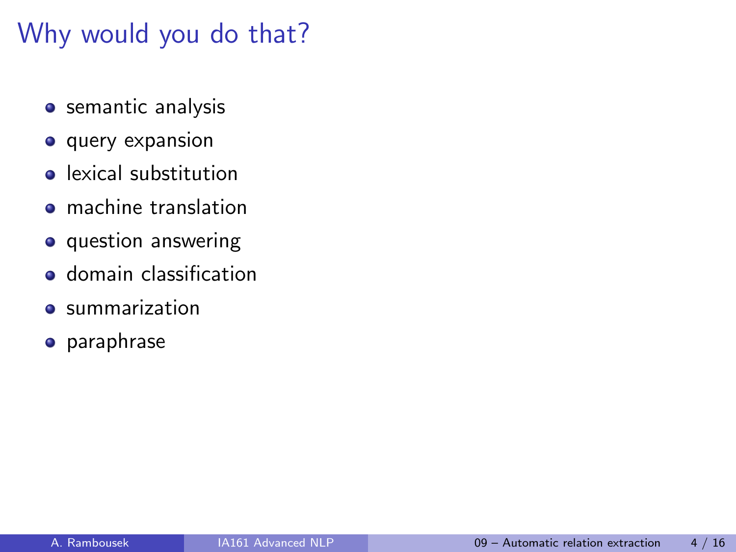# Why would you do that?

- semantic analysis
- query expansion
- lexical substitution
- machine translation
- question answering
- domain classification
- summarization
- paraphrase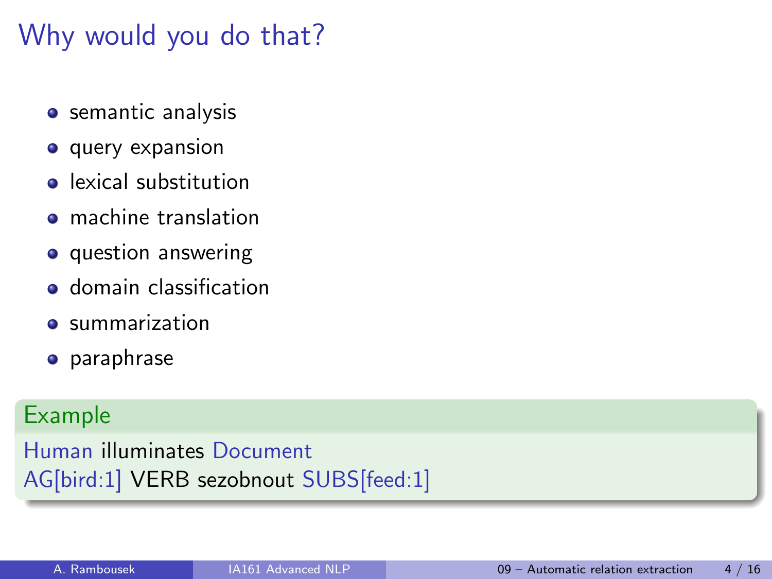# Why would you do that?

- semantic analysis
- query expansion
- lexical substitution
- machine translation
- question answering
- domain classification
- summarization
- paraphrase

**Example**

Human illuminates Document
AG[bird:1] VERB sezobnout SUBS[feed:1]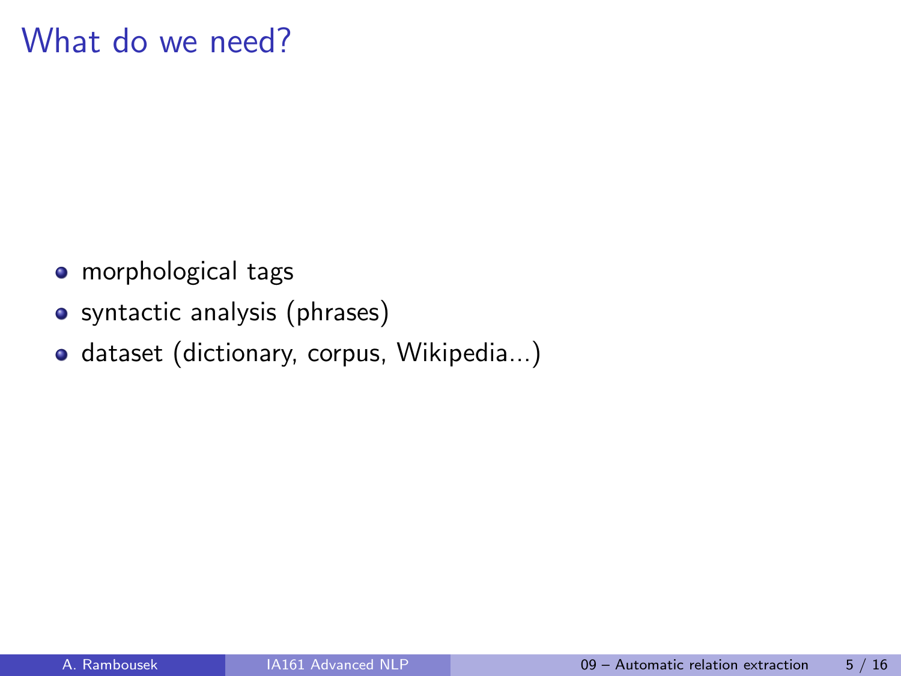# What do we need?

- morphological tags
- syntactic analysis (phrases)
- dataset (dictionary, corpus, Wikipedia...)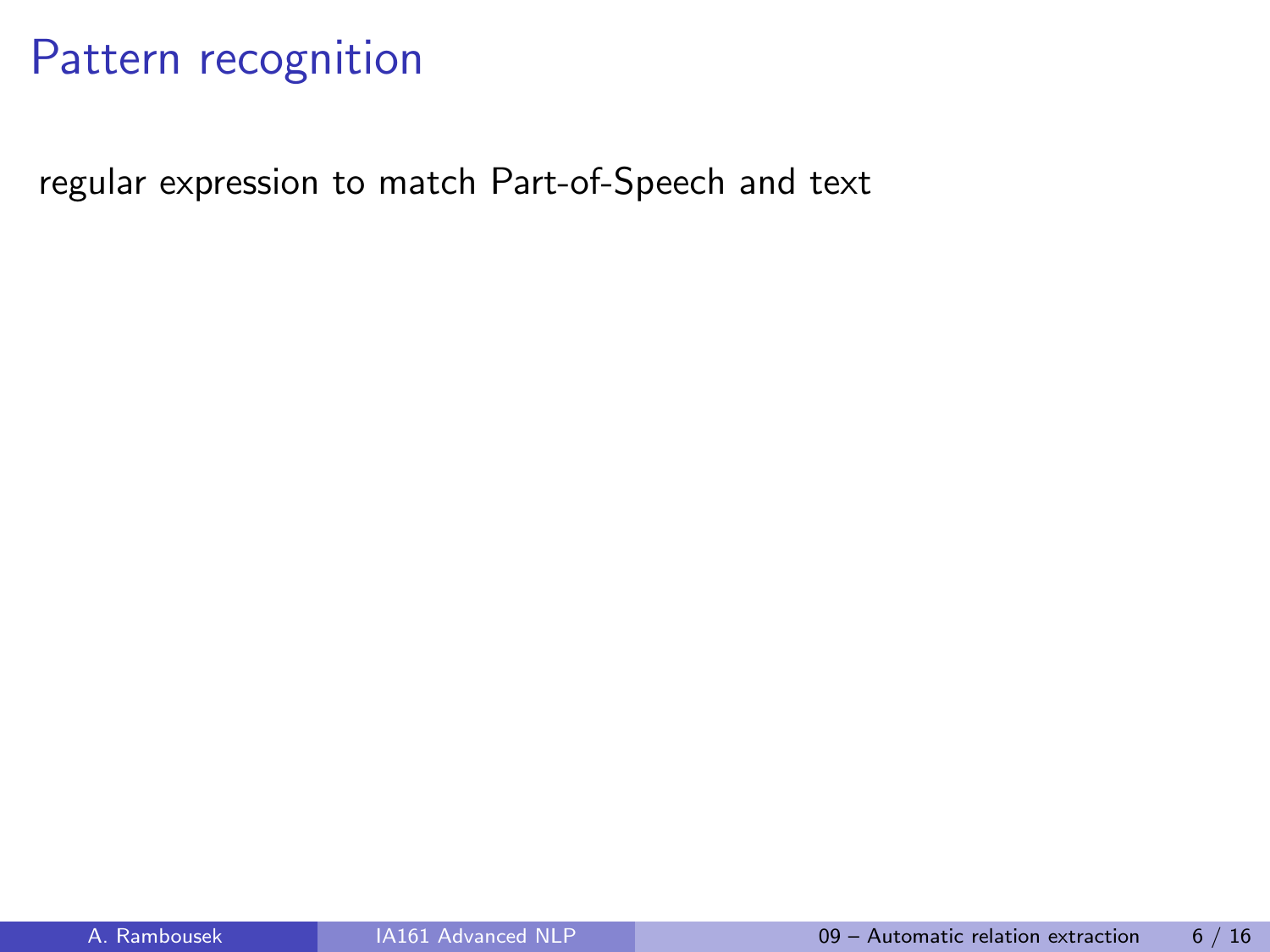# Pattern recognition

regular expression to match Part-of-Speech and text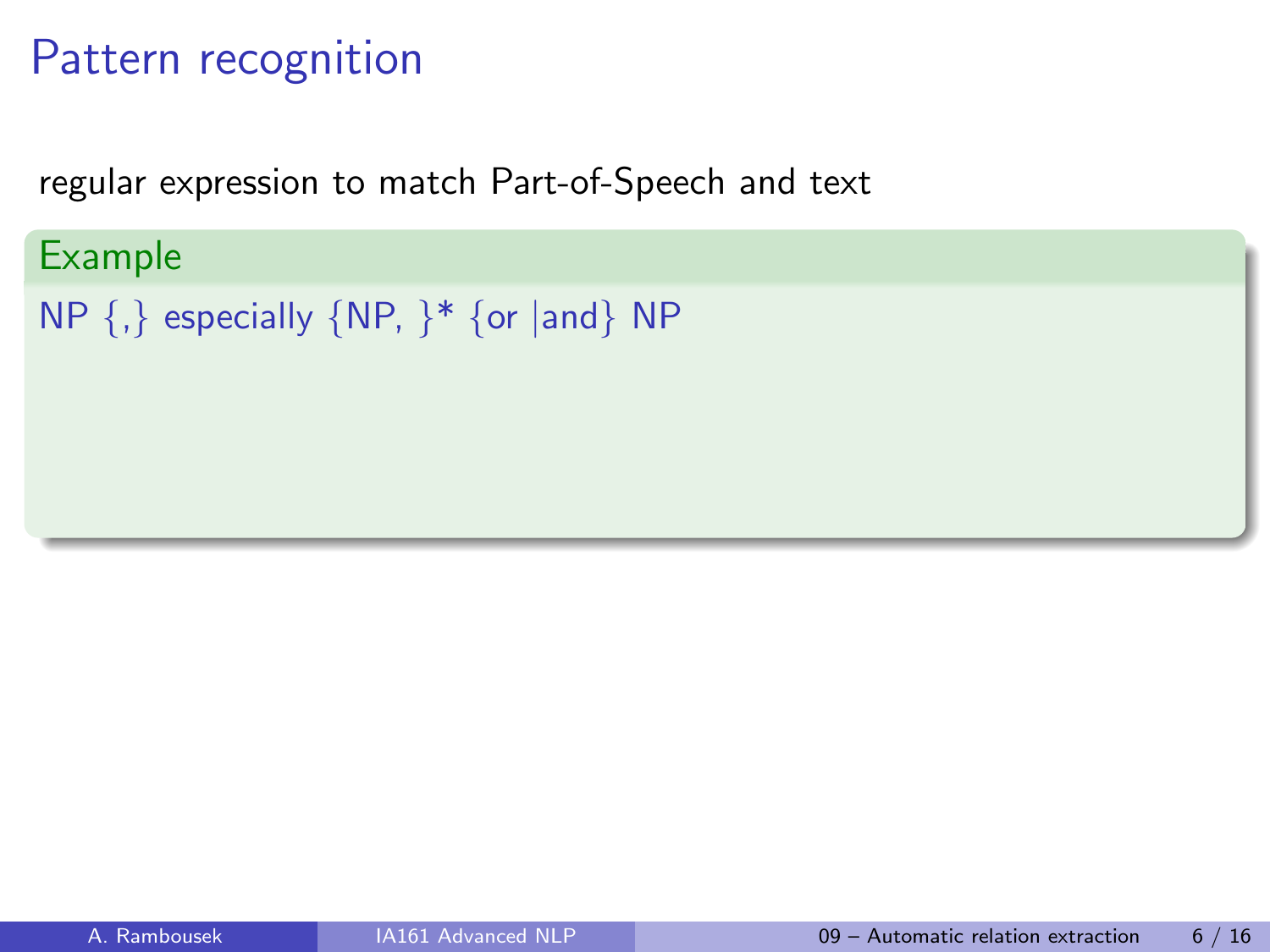# Pattern recognition

regular expression to match Part-of-Speech and text

**Example**

NP {,} especially {NP, }* {or |and} NP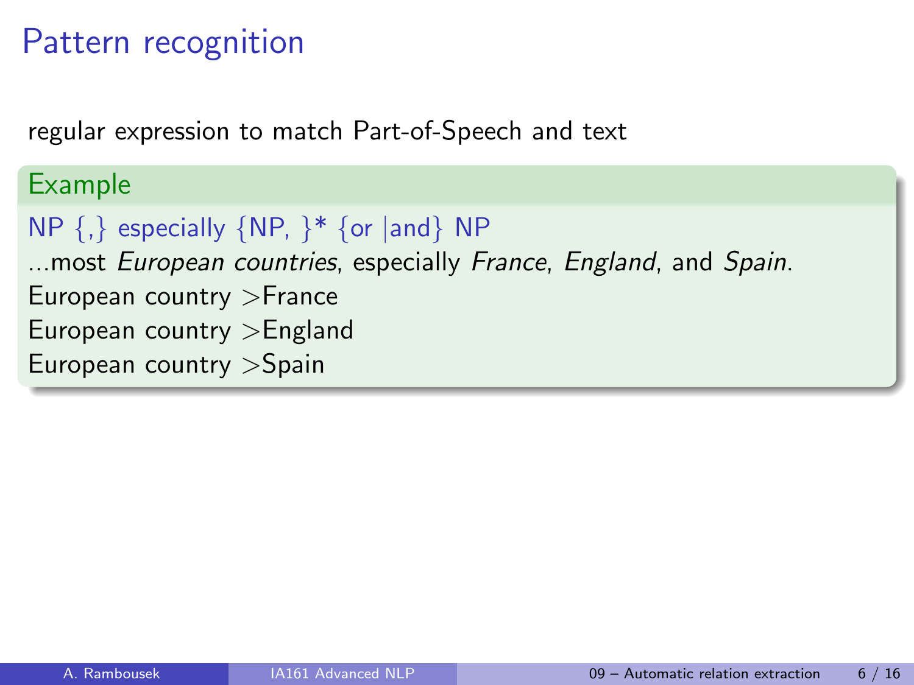# Pattern recognition

regular expression to match Part-of-Speech and text

**Example**

NP {,} especially {NP, }* {or |and} NP

...most *European countries*, especially *France*, *England*, and *Spain*.

European country >France

European country >England

European country >Spain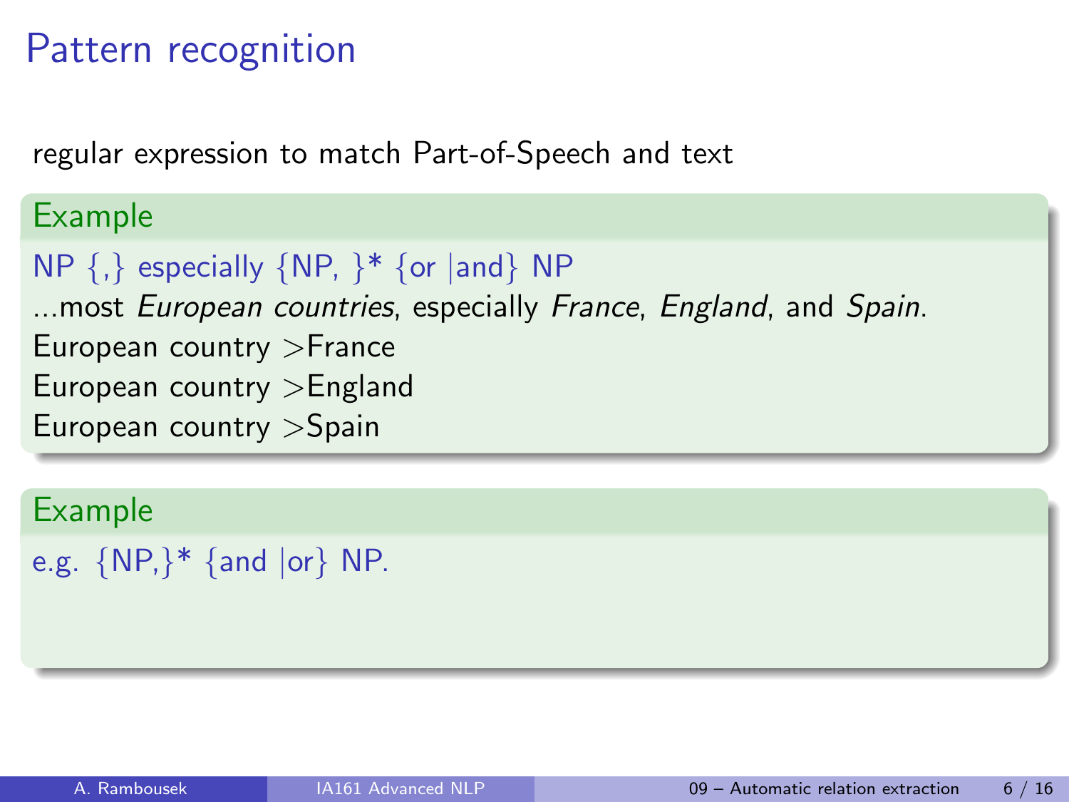# Pattern recognition

regular expression to match Part-of-Speech and text

**Example**

NP {,} especially {NP, }* {or |and} NP

...most *European countries*, especially *France*, *England*, and *Spain*.

European country >France

European country >England

European country >Spain

**Example**

e.g. {NP,}* {and |or} NP.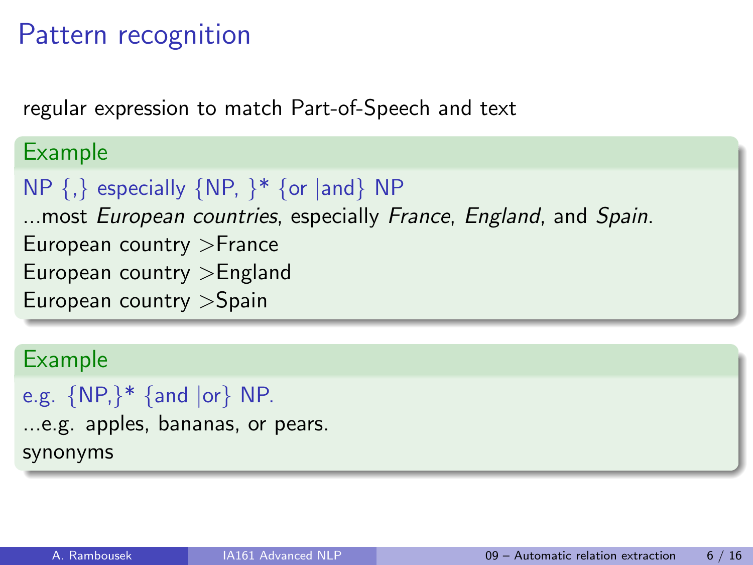# Pattern recognition

regular expression to match Part-of-Speech and text

### Example

NP {,} especially {NP, }* {or |and} NP

...most *European countries*, especially *France*, *England*, and *Spain*.

European country >France

European country >England

European country >Spain

### Example

e.g. {NP,}* {and |or} NP.

...e.g. apples, bananas, or pears.

synonyms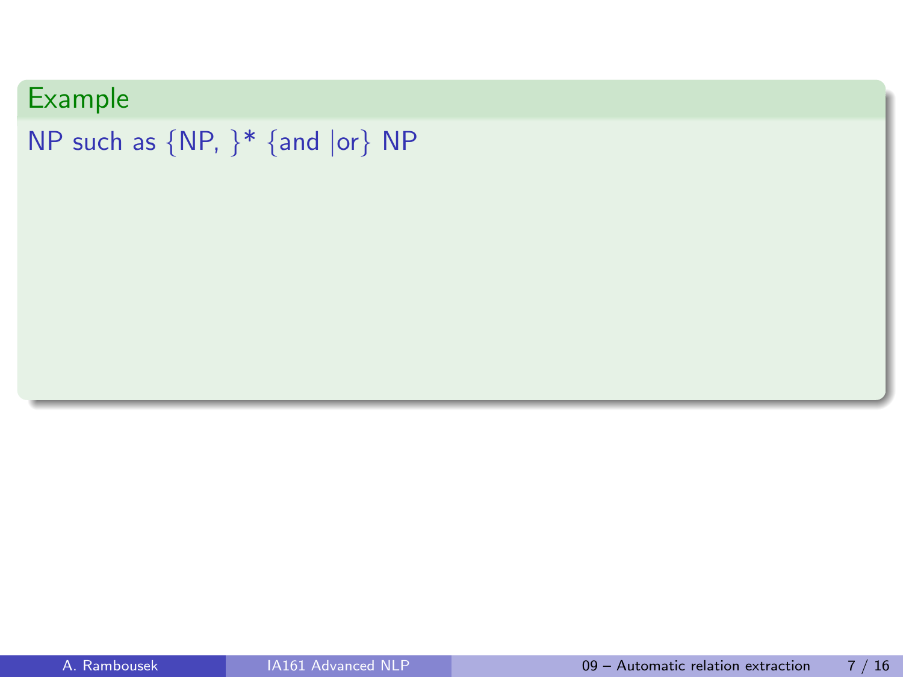**Example**

NP such as {NP, }* {and |or} NP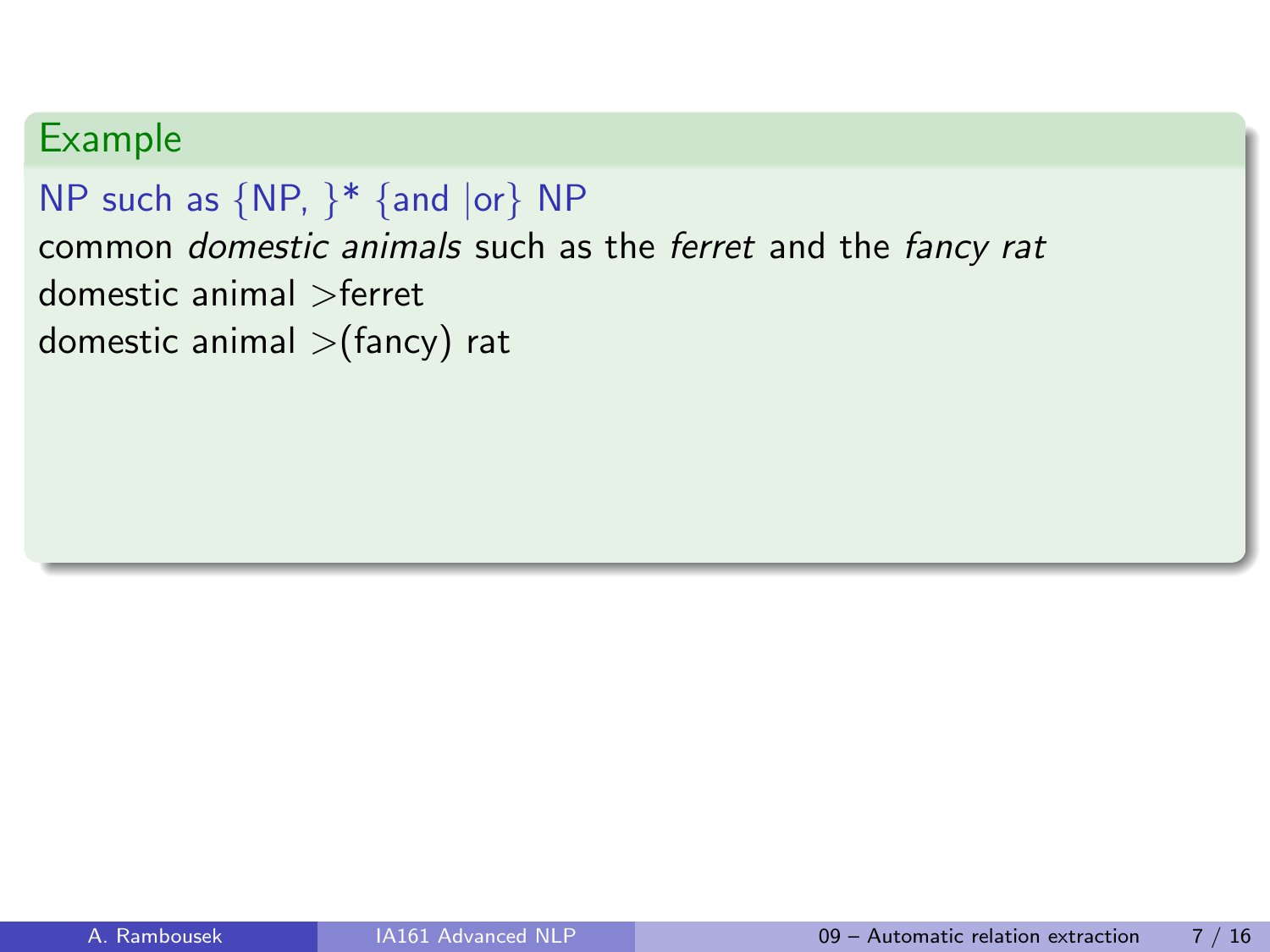### Example

NP such as {NP, }* {and |or} NP

common *domestic animals* such as the *ferret* and the *fancy rat*

domestic animal >ferret

domestic animal >(fancy) rat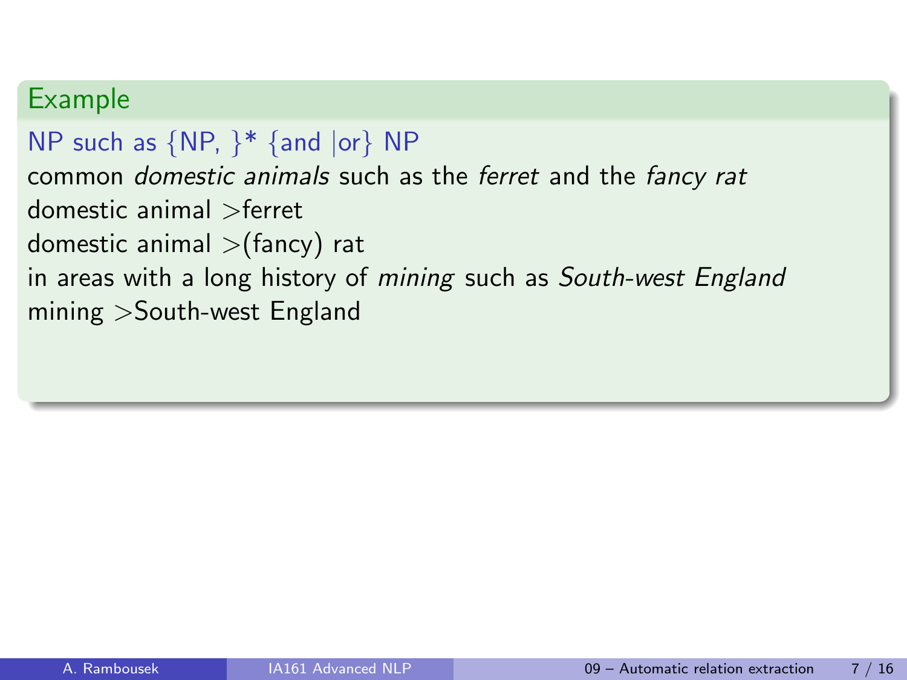### Example

NP such as {NP, }* {and |or} NP

common *domestic animals* such as the *ferret* and the *fancy rat*

domestic animal >ferret

domestic animal >(fancy) rat

in areas with a long history of *mining* such as *South-west England*

mining >South-west England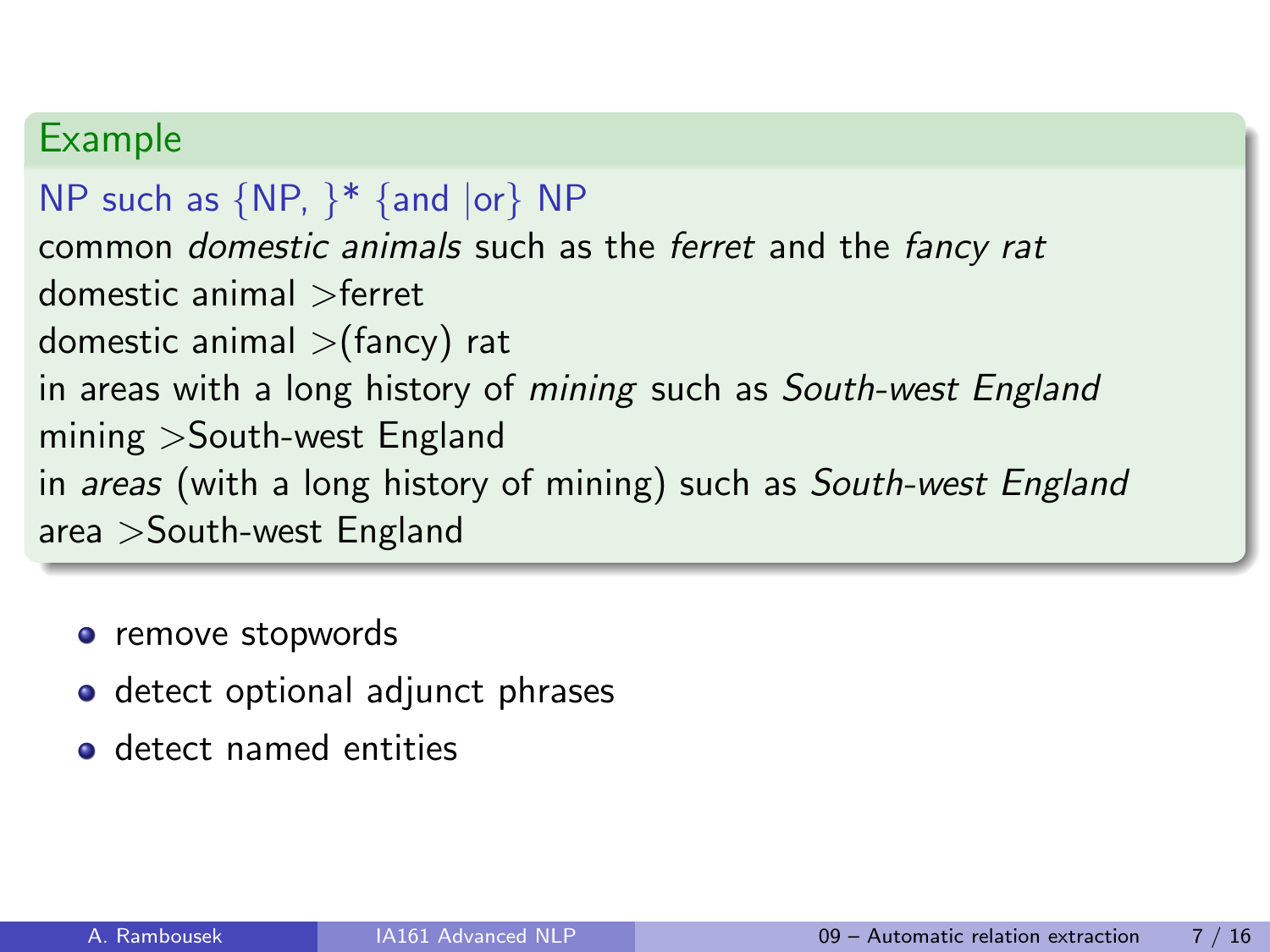### Example

NP such as {NP, }* {and |or} NP

common *domestic animals* such as the *ferret* and the *fancy rat*

domestic animal >ferret

domestic animal >(fancy) rat

in areas with a long history of *mining* such as *South-west England*

mining >South-west England

in *areas* (with a long history of mining) such as *South-west England*

area >South-west England

- remove stopwords
- detect optional adjunct phrases
- detect named entities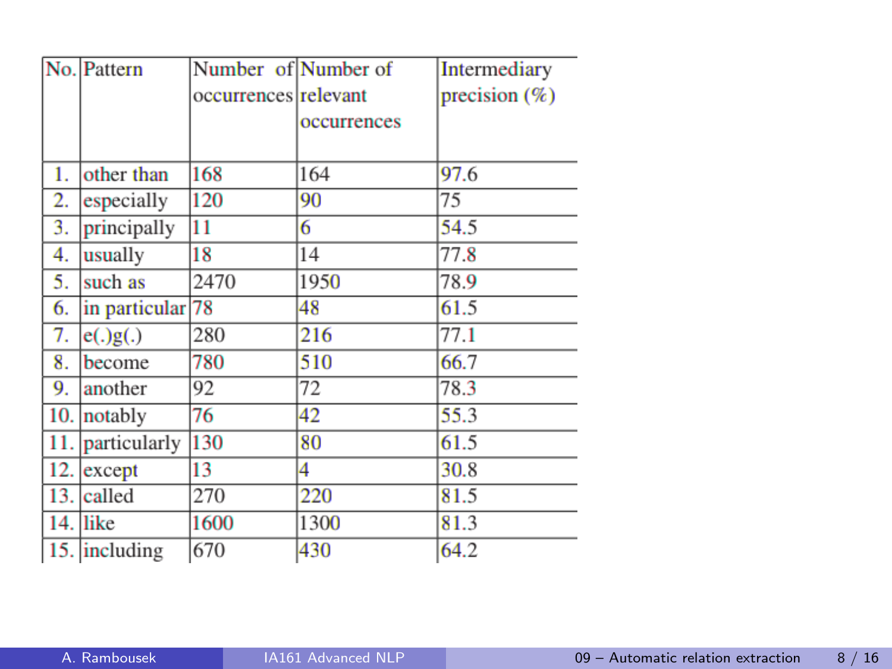| No. | Pattern | Number of occurrences | Number of relevant occurrences | Intermediary precision (%) |
|---|---|---|---|---|
| 1. | other than | 168 | 164 | 97.6 |
| 2. | especially | 120 | 90 | 75 |
| 3. | principally | 11 | 6 | 54.5 |
| 4. | usually | 18 | 14 | 77.8 |
| 5. | such as | 2470 | 1950 | 78.9 |
| 6. | in particular | 78 | 48 | 61.5 |
| 7. | e(.)g(.) | 280 | 216 | 77.1 |
| 8. | become | 780 | 510 | 66.7 |
| 9. | another | 92 | 72 | 78.3 |
| 10. | notably | 76 | 42 | 55.3 |
| 11. | particularly | 130 | 80 | 61.5 |
| 12. | except | 13 | 4 | 30.8 |
| 13. | called | 270 | 220 | 81.5 |
| 14. | like | 1600 | 1300 | 81.3 |
| 15. | including | 670 | 430 | 64.2 |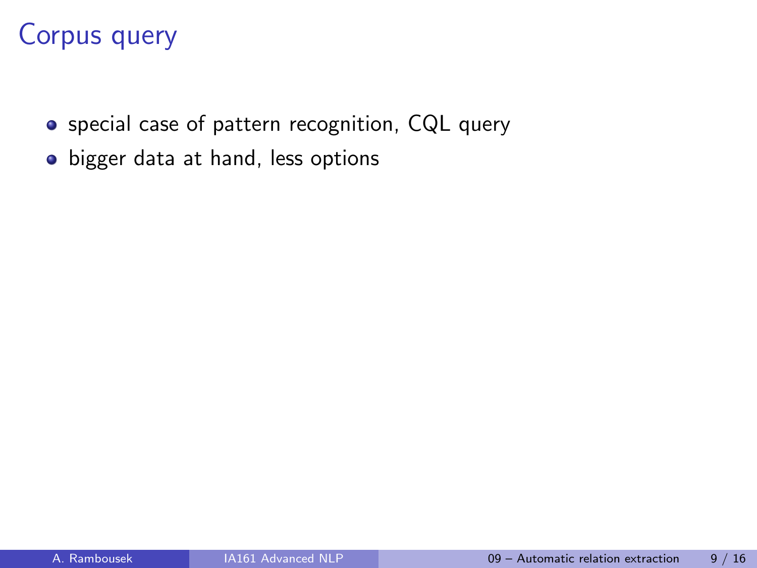# Corpus query

- special case of pattern recognition, CQL query
- bigger data at hand, less options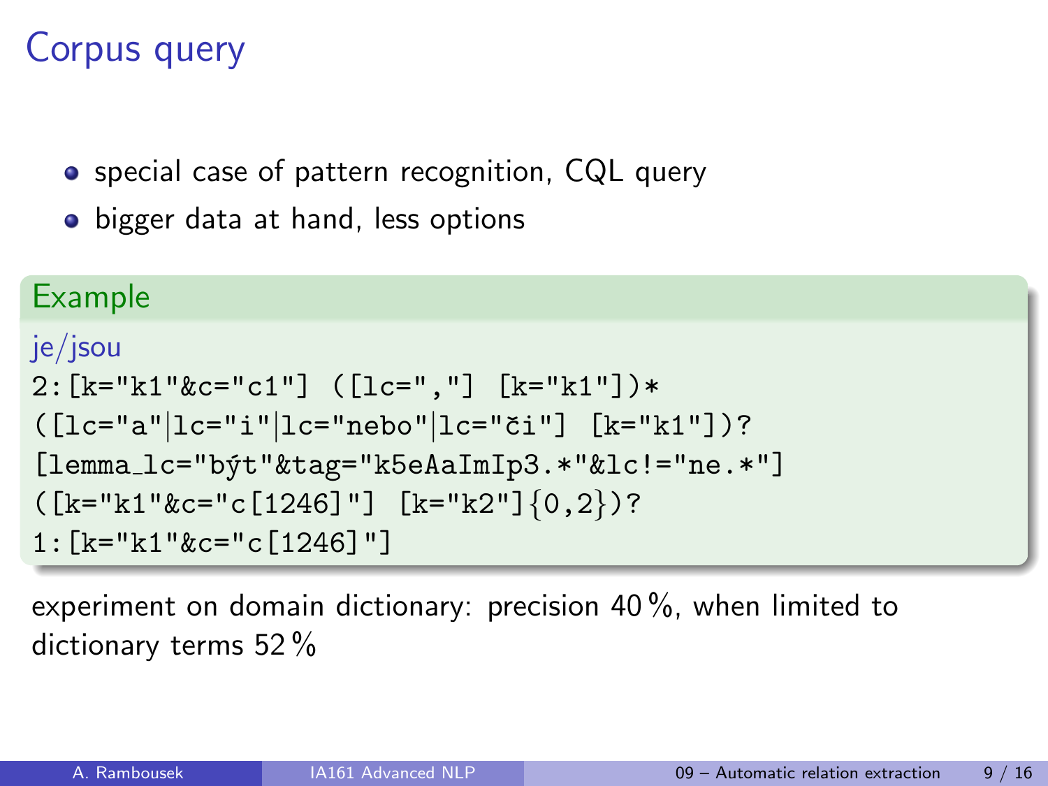# Corpus query

- special case of pattern recognition, CQL query
- bigger data at hand, less options

**Example**

je/jsou

```
2:[k="k1"&c="c1"] ([lc=","] [k="k1"])*
([lc="a"|lc="i"|lc="nebo"|lc="či"] [k="k1"])?
[lemma_lc="být"&tag="k5eAaImIp3.*"&lc!="ne.*"]
([k="k1"&c="c[1246]"] [k="k2"]{0,2})?
1:[k="k1"&c="c[1246]"]
```

experiment on domain dictionary: precision 40 %, when limited to dictionary terms 52 %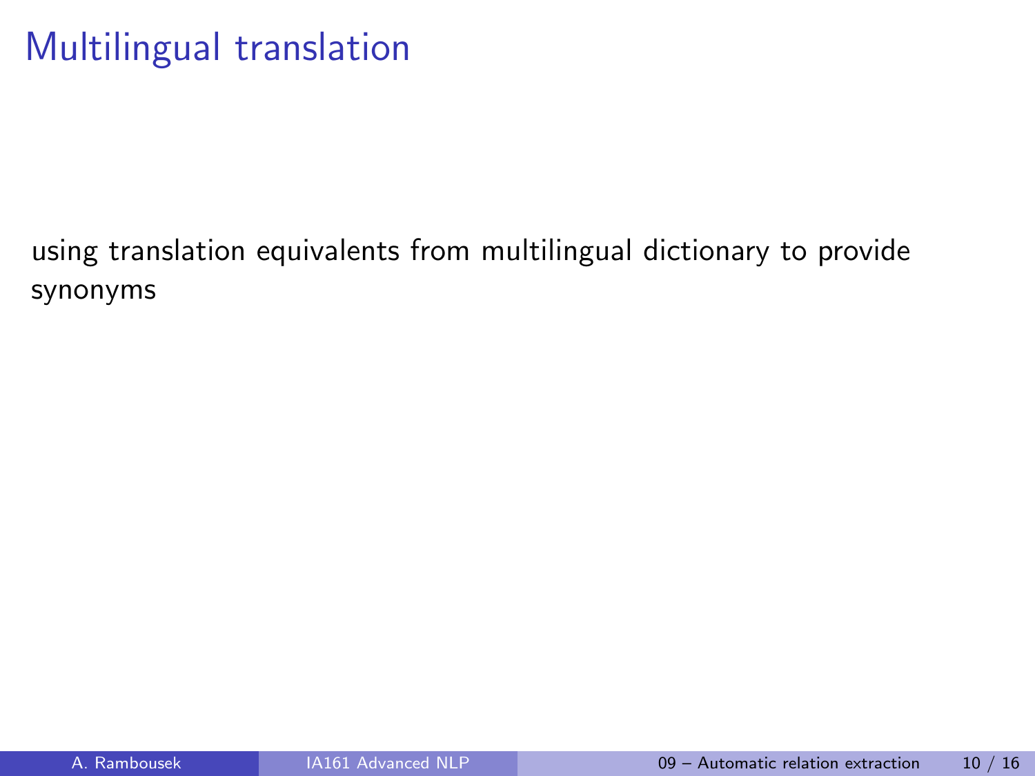# Multilingual translation

using translation equivalents from multilingual dictionary to provide synonyms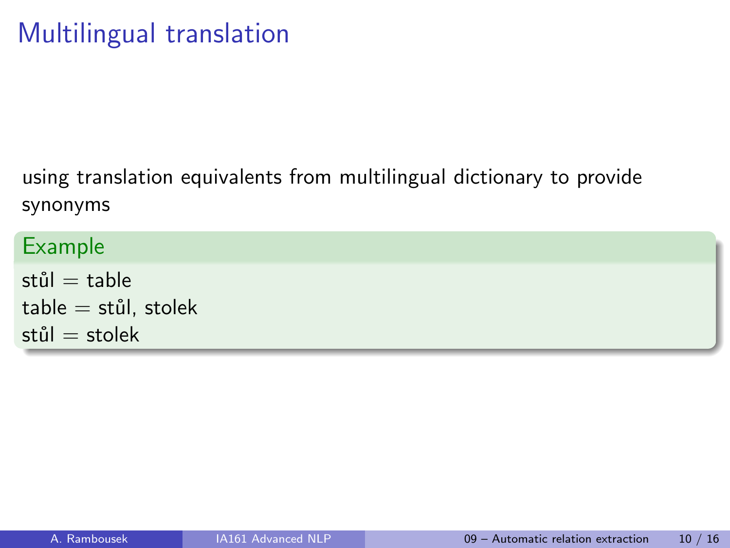# Multilingual translation

using translation equivalents from multilingual dictionary to provide synonyms

**Example**

stůl = table
table = stůl, stolek
stůl = stolek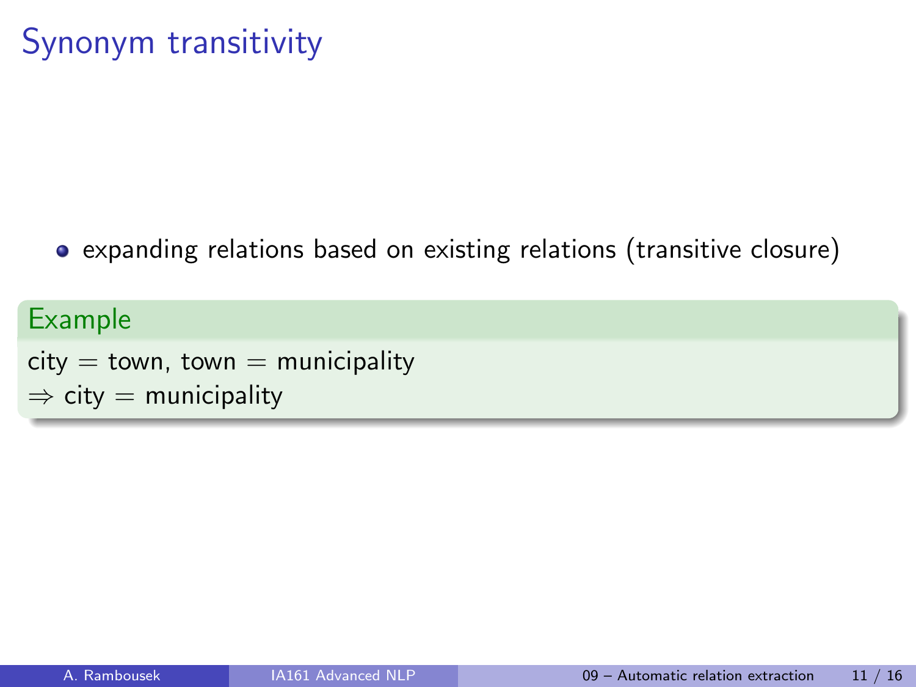# Synonym transitivity

- expanding relations based on existing relations (transitive closure)

**Example**

city = town, town = municipality
$\Rightarrow$ city = municipality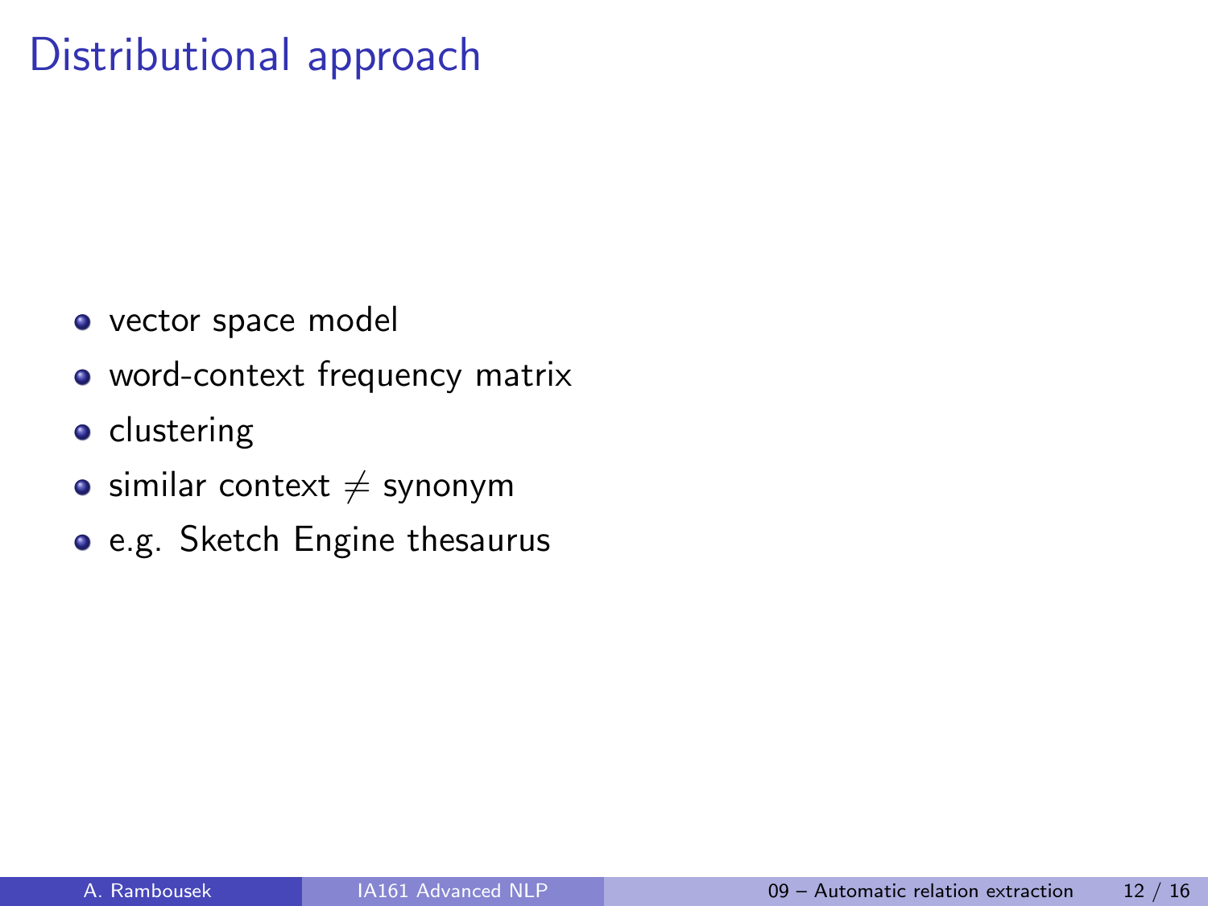# Distributional approach

- vector space model
- word-context frequency matrix
- clustering
- similar context $\neq$ synonym
- e.g. Sketch Engine thesaurus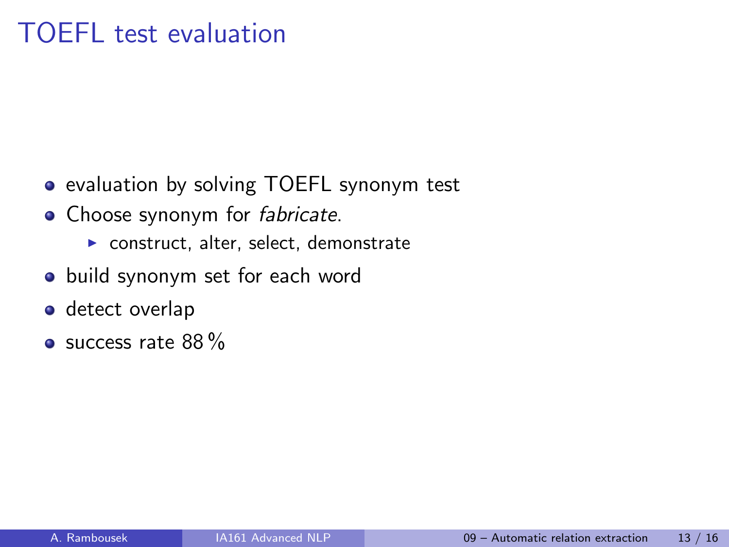# TOEFL test evaluation

- evaluation by solving TOEFL synonym test
- Choose synonym for *fabricate*.
  - construct, alter, select, demonstrate
- build synonym set for each word
- detect overlap
- success rate 88 %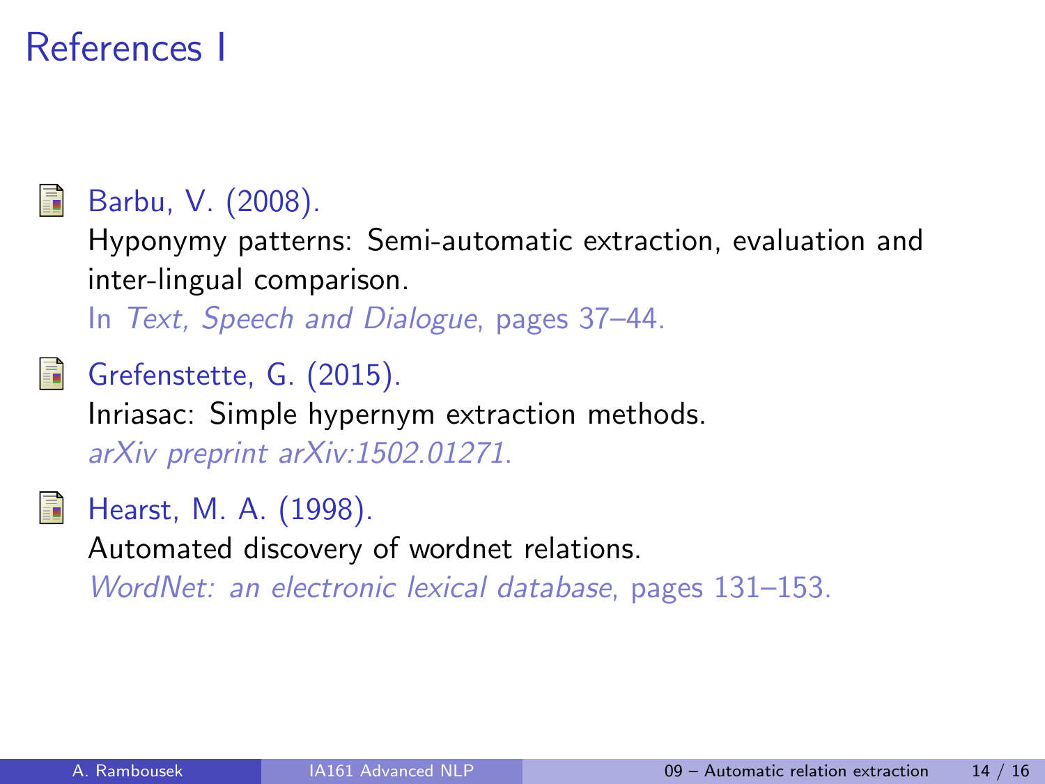# References I

Barbu, V. (2008).
Hyponymy patterns: Semi-automatic extraction, evaluation and inter-lingual comparison.
In *Text, Speech and Dialogue*, pages 37–44.

Grefenstette, G. (2015).
Inriasac: Simple hypernym extraction methods.
*arXiv preprint arXiv:1502.01271*.

Hearst, M. A. (1998).
Automated discovery of wordnet relations.
*WordNet: an electronic lexical database*, pages 131–153.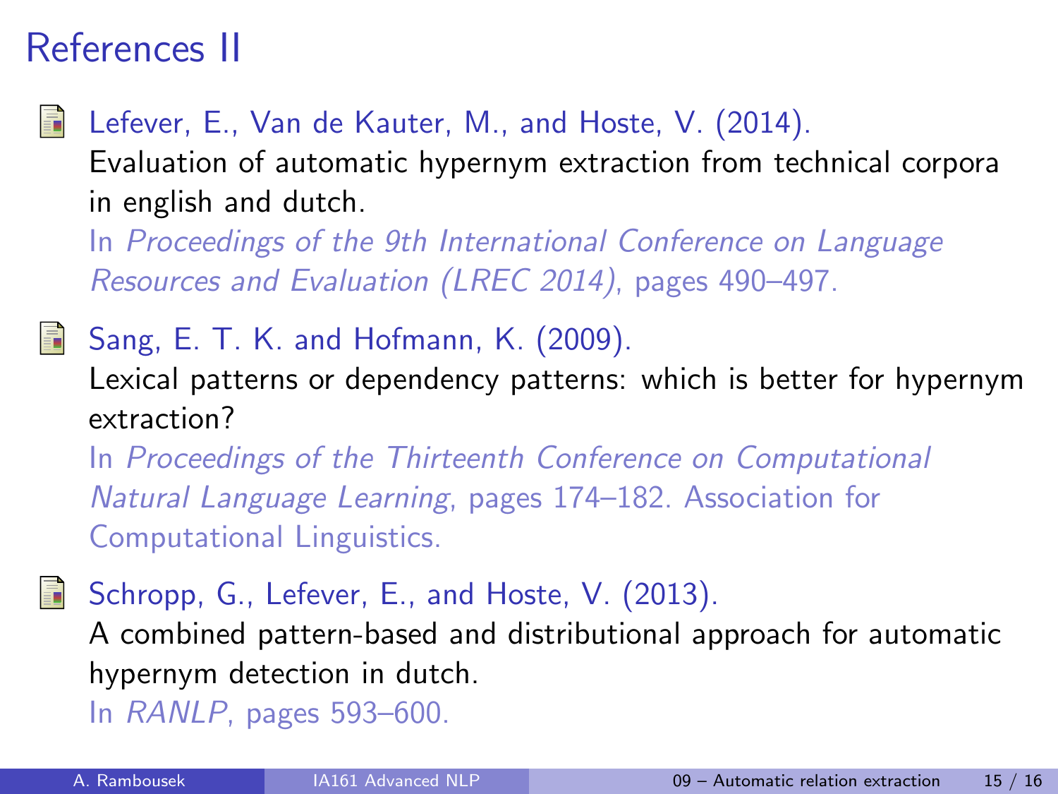# References II

- Lefever, E., Van de Kauter, M., and Hoste, V. (2014).
  Evaluation of automatic hypernym extraction from technical corpora in english and dutch.
  In *Proceedings of the 9th International Conference on Language Resources and Evaluation (LREC 2014)*, pages 490–497.

- Sang, E. T. K. and Hofmann, K. (2009).
  Lexical patterns or dependency patterns: which is better for hypernym extraction?
  In *Proceedings of the Thirteenth Conference on Computational Natural Language Learning*, pages 174–182. Association for Computational Linguistics.

- Schropp, G., Lefever, E., and Hoste, V. (2013).
  A combined pattern-based and distributional approach for automatic hypernym detection in dutch.
  In *RANLP*, pages 593–600.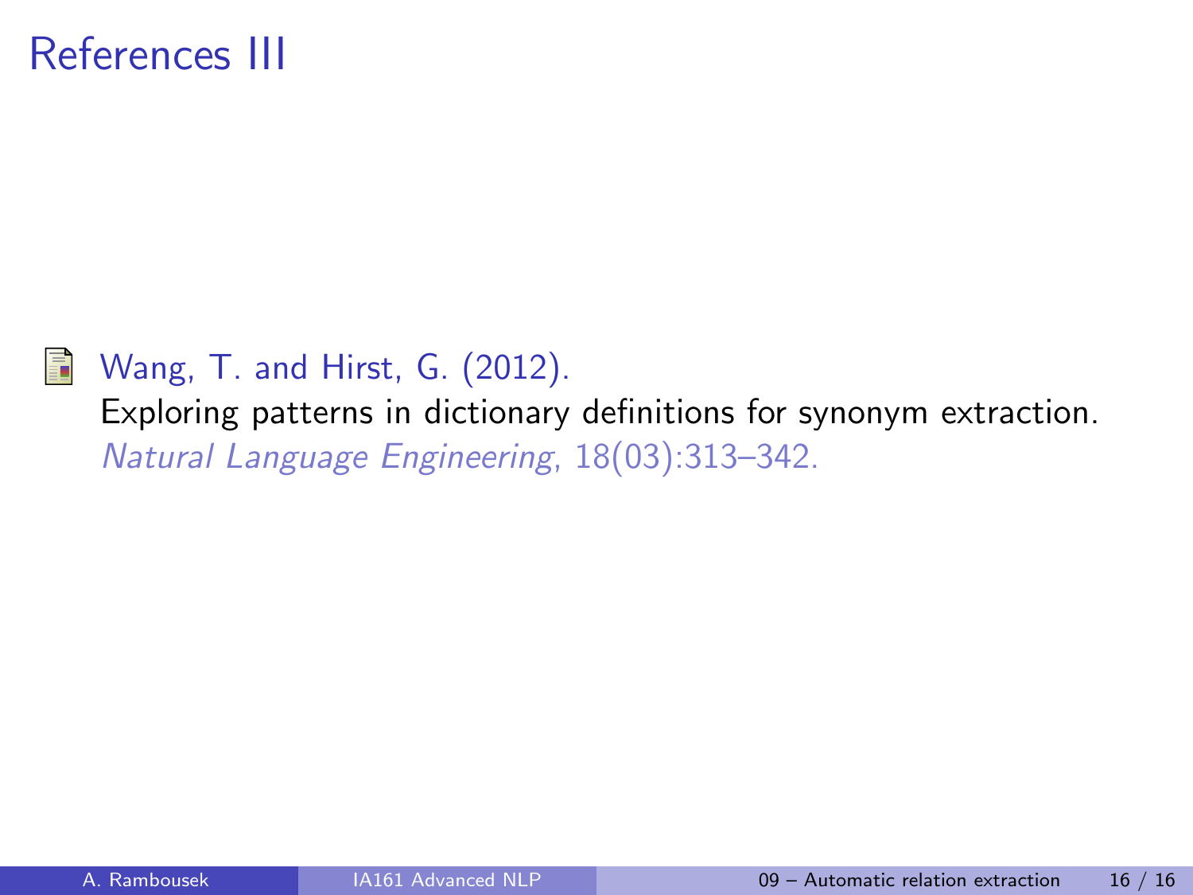# References III

Wang, T. and Hirst, G. (2012).
Exploring patterns in dictionary definitions for synonym extraction.
*Natural Language Engineering*, 18(03):313–342.